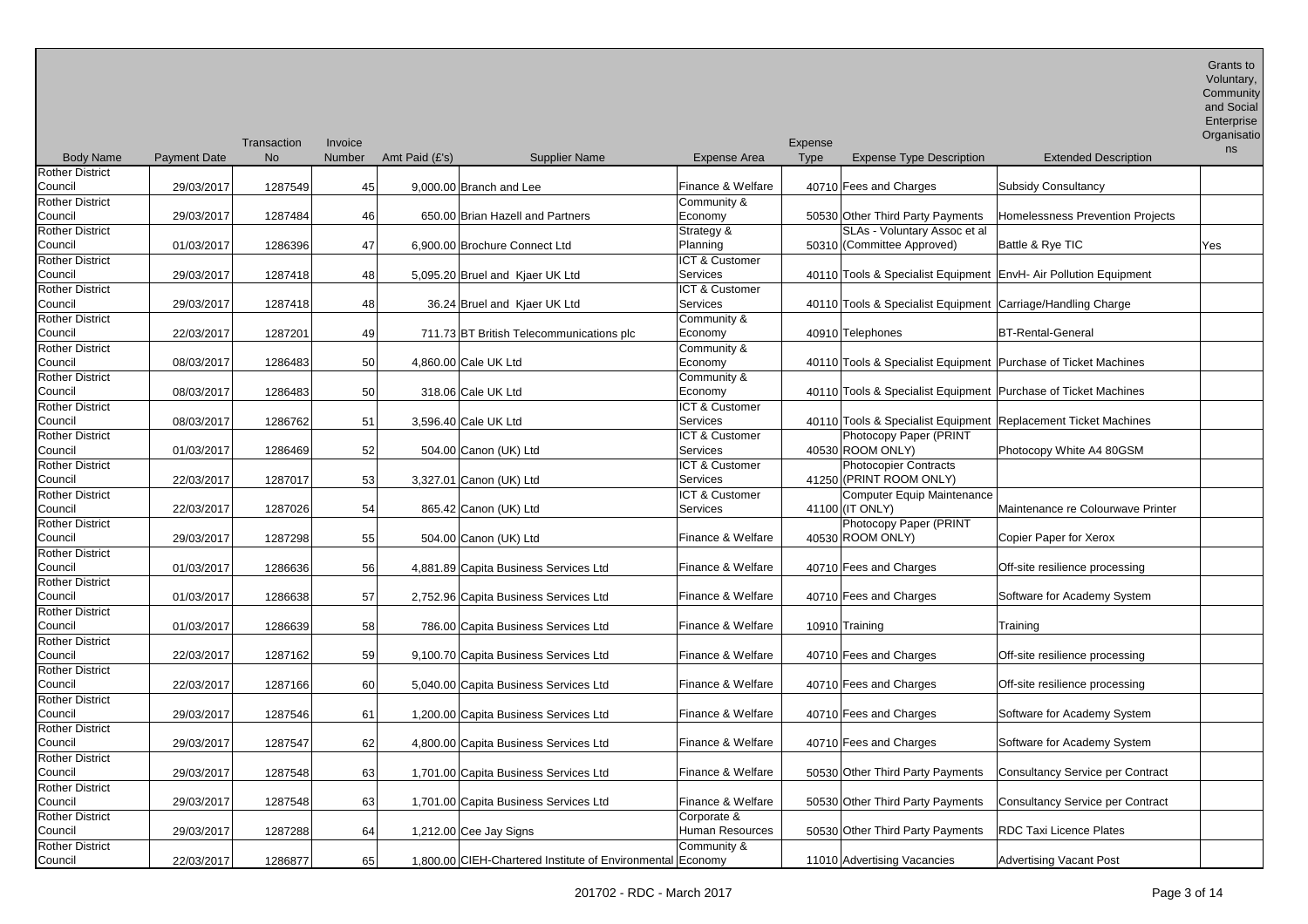| Body Name | Payment Date | Transaction No | Invoice Number | Amt Paid (£'s) | Supplier Name | Expense Area | Expense Type | Expense Type Description | Extended Description | Grants to Voluntary, Community and Social Enterprise Organisations |
|---|---|---|---|---|---|---|---|---|---|---|
| Rother District Council | 29/03/2017 | 1287549 | 45 | 9,000.00 | Branch and Lee | Finance & Welfare | 40710 | Fees and Charges | Subsidy Consultancy | |
| Rother District Council | 29/03/2017 | 1287484 | 46 | 650.00 | Brian Hazell and Partners | Community & Economy | 50530 | Other Third Party Payments | Homelessness Prevention Projects | |
| Rother District Council | 01/03/2017 | 1286396 | 47 | 6,900.00 | Brochure Connect Ltd | Strategy & Planning | 50310 | SLAs - Voluntary Assoc et al (Committee Approved) | Battle & Rye TIC | Yes |
| Rother District Council | 29/03/2017 | 1287418 | 48 | 5,095.20 | Bruel and Kjaer UK Ltd | ICT & Customer Services | 40110 | Tools & Specialist Equipment | EnvH- Air Pollution Equipment | |
| Rother District Council | 29/03/2017 | 1287418 | 48 | 36.24 | Bruel and Kjaer UK Ltd | ICT & Customer Services | 40110 | Tools & Specialist Equipment | Carriage/Handling Charge | |
| Rother District Council | 22/03/2017 | 1287201 | 49 | 711.73 | BT British Telecommunications plc | Community & Economy | 40910 | Telephones | BT-Rental-General | |
| Rother District Council | 08/03/2017 | 1286483 | 50 | 4,860.00 | Cale UK Ltd | Community & Economy | 40110 | Tools & Specialist Equipment | Purchase of Ticket Machines | |
| Rother District Council | 08/03/2017 | 1286483 | 50 | 318.06 | Cale UK Ltd | Community & Economy | 40110 | Tools & Specialist Equipment | Purchase of Ticket Machines | |
| Rother District Council | 08/03/2017 | 1286762 | 51 | 3,596.40 | Cale UK Ltd | ICT & Customer Services | 40110 | Tools & Specialist Equipment | Replacement Ticket Machines | |
| Rother District Council | 01/03/2017 | 1286469 | 52 | 504.00 | Canon (UK) Ltd | ICT & Customer Services | 40530 | Photocopy Paper (PRINT ROOM ONLY) | Photocopy White A4 80GSM | |
| Rother District Council | 22/03/2017 | 1287017 | 53 | 3,327.01 | Canon (UK) Ltd | ICT & Customer Services | 41250 | Photocopier Contracts (PRINT ROOM ONLY) | | |
| Rother District Council | 22/03/2017 | 1287026 | 54 | 865.42 | Canon (UK) Ltd | ICT & Customer Services | 41100 | Computer Equip Maintenance (IT ONLY) | Maintenance re Colourwave Printer | |
| Rother District Council | 29/03/2017 | 1287298 | 55 | 504.00 | Canon (UK) Ltd | Finance & Welfare | 40530 | Photocopy Paper (PRINT ROOM ONLY) | Copier Paper for Xerox | |
| Rother District Council | 01/03/2017 | 1286636 | 56 | 4,881.89 | Capita Business Services Ltd | Finance & Welfare | 40710 | Fees and Charges | Off-site resilience processing | |
| Rother District Council | 01/03/2017 | 1286638 | 57 | 2,752.96 | Capita Business Services Ltd | Finance & Welfare | 40710 | Fees and Charges | Software for Academy System | |
| Rother District Council | 01/03/2017 | 1286639 | 58 | 786.00 | Capita Business Services Ltd | Finance & Welfare | 10910 | Training | Training | |
| Rother District Council | 22/03/2017 | 1287162 | 59 | 9,100.70 | Capita Business Services Ltd | Finance & Welfare | 40710 | Fees and Charges | Off-site resilience processing | |
| Rother District Council | 22/03/2017 | 1287166 | 60 | 5,040.00 | Capita Business Services Ltd | Finance & Welfare | 40710 | Fees and Charges | Off-site resilience processing | |
| Rother District Council | 29/03/2017 | 1287546 | 61 | 1,200.00 | Capita Business Services Ltd | Finance & Welfare | 40710 | Fees and Charges | Software for Academy System | |
| Rother District Council | 29/03/2017 | 1287547 | 62 | 4,800.00 | Capita Business Services Ltd | Finance & Welfare | 40710 | Fees and Charges | Software for Academy System | |
| Rother District Council | 29/03/2017 | 1287548 | 63 | 1,701.00 | Capita Business Services Ltd | Finance & Welfare | 50530 | Other Third Party Payments | Consultancy Service per Contract | |
| Rother District Council | 29/03/2017 | 1287548 | 63 | 1,701.00 | Capita Business Services Ltd | Finance & Welfare | 50530 | Other Third Party Payments | Consultancy Service per Contract | |
| Rother District Council | 29/03/2017 | 1287288 | 64 | 1,212.00 | Cee Jay Signs | Corporate & Human Resources | 50530 | Other Third Party Payments | RDC Taxi Licence Plates | |
| Rother District Council | 22/03/2017 | 1286877 | 65 | 1,800.00 | CIEH-Chartered Institute of Environmental | Community & Economy | 11010 | Advertising Vacancies | Advertising Vacant Post | |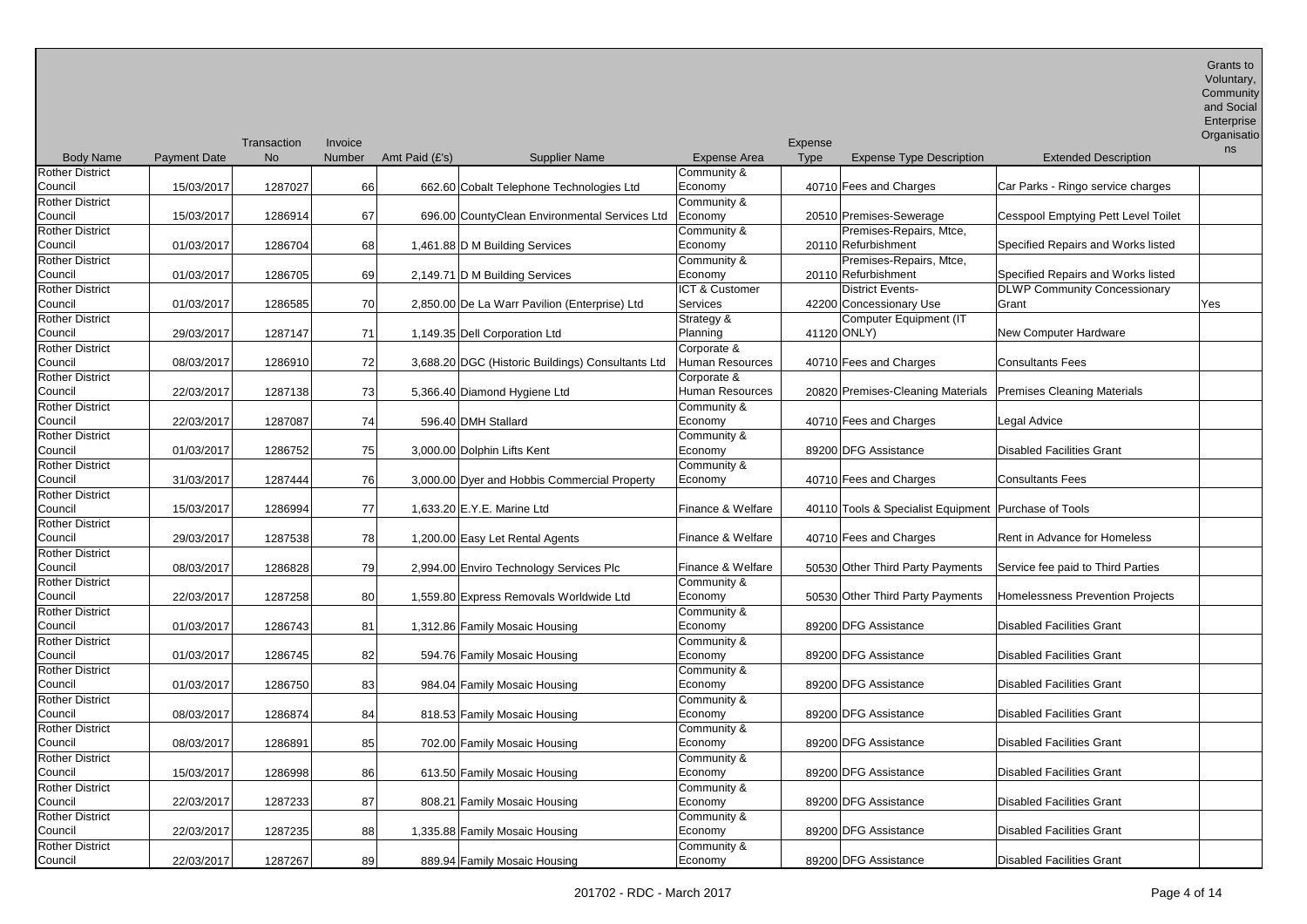| Body Name | Payment Date | Transaction No | Invoice Number | Amt Paid (£'s) | Supplier Name | Expense Area | Expense Type | Expense Type Description | Extended Description | Grants to Voluntary, Community and Social Enterprise Organisations |
|---|---|---|---|---|---|---|---|---|---|---|
| Rother District Council | 15/03/2017 | 1287027 | 66 | 662.60 | Cobalt Telephone Technologies Ltd | Community & Economy | 40710 | Fees and Charges | Car Parks - Ringo service charges | |
| Rother District Council | 15/03/2017 | 1286914 | 67 | 696.00 | CountyClean Environmental Services Ltd | Community & Economy | 20510 | Premises-Sewerage | Cesspool Emptying Pett Level Toilet | |
| Rother District Council | 01/03/2017 | 1286704 | 68 | 1,461.88 | D M Building Services | Community & Economy | 20110 | Premises-Repairs, Mtce, Refurbishment | Specified Repairs and Works listed | |
| Rother District Council | 01/03/2017 | 1286705 | 69 | 2,149.71 | D M Building Services | Community & Economy | 20110 | Premises-Repairs, Mtce, Refurbishment | Specified Repairs and Works listed | |
| Rother District Council | 01/03/2017 | 1286585 | 70 | 2,850.00 | De La Warr Pavilion (Enterprise) Ltd | ICT & Customer Services | 42200 | District Events-Concessionary Use | DLWP Community Concessionary Grant | Yes |
| Rother District Council | 29/03/2017 | 1287147 | 71 | 1,149.35 | Dell Corporation Ltd | Strategy & Planning | 41120 | Computer Equipment (IT ONLY) | New Computer Hardware | |
| Rother District Council | 08/03/2017 | 1286910 | 72 | 3,688.20 | DGC (Historic Buildings) Consultants Ltd | Corporate & Human Resources | 40710 | Fees and Charges | Consultants Fees | |
| Rother District Council | 22/03/2017 | 1287138 | 73 | 5,366.40 | Diamond Hygiene Ltd | Corporate & Human Resources | 20820 | Premises-Cleaning Materials | Premises Cleaning Materials | |
| Rother District Council | 22/03/2017 | 1287087 | 74 | 596.40 | DMH Stallard | Community & Economy | 40710 | Fees and Charges | Legal Advice | |
| Rother District Council | 01/03/2017 | 1286752 | 75 | 3,000.00 | Dolphin Lifts Kent | Community & Economy | 89200 | DFG Assistance | Disabled Facilities Grant | |
| Rother District Council | 31/03/2017 | 1287444 | 76 | 3,000.00 | Dyer and Hobbis Commercial Property | Community & Economy | 40710 | Fees and Charges | Consultants Fees | |
| Rother District Council | 15/03/2017 | 1286994 | 77 | 1,633.20 | E.Y.E. Marine Ltd | Finance & Welfare | 40110 | Tools & Specialist Equipment | Purchase of Tools | |
| Rother District Council | 29/03/2017 | 1287538 | 78 | 1,200.00 | Easy Let Rental Agents | Finance & Welfare | 40710 | Fees and Charges | Rent in Advance for Homeless | |
| Rother District Council | 08/03/2017 | 1286828 | 79 | 2,994.00 | Enviro Technology Services Plc | Finance & Welfare | 50530 | Other Third Party Payments | Service fee paid to Third Parties | |
| Rother District Council | 22/03/2017 | 1287258 | 80 | 1,559.80 | Express Removals Worldwide Ltd | Community & Economy | 50530 | Other Third Party Payments | Homelessness Prevention Projects | |
| Rother District Council | 01/03/2017 | 1286743 | 81 | 1,312.86 | Family Mosaic Housing | Community & Economy | 89200 | DFG Assistance | Disabled Facilities Grant | |
| Rother District Council | 01/03/2017 | 1286745 | 82 | 594.76 | Family Mosaic Housing | Community & Economy | 89200 | DFG Assistance | Disabled Facilities Grant | |
| Rother District Council | 01/03/2017 | 1286750 | 83 | 984.04 | Family Mosaic Housing | Community & Economy | 89200 | DFG Assistance | Disabled Facilities Grant | |
| Rother District Council | 08/03/2017 | 1286874 | 84 | 818.53 | Family Mosaic Housing | Community & Economy | 89200 | DFG Assistance | Disabled Facilities Grant | |
| Rother District Council | 08/03/2017 | 1286891 | 85 | 702.00 | Family Mosaic Housing | Community & Economy | 89200 | DFG Assistance | Disabled Facilities Grant | |
| Rother District Council | 15/03/2017 | 1286998 | 86 | 613.50 | Family Mosaic Housing | Community & Economy | 89200 | DFG Assistance | Disabled Facilities Grant | |
| Rother District Council | 22/03/2017 | 1287233 | 87 | 808.21 | Family Mosaic Housing | Community & Economy | 89200 | DFG Assistance | Disabled Facilities Grant | |
| Rother District Council | 22/03/2017 | 1287235 | 88 | 1,335.88 | Family Mosaic Housing | Community & Economy | 89200 | DFG Assistance | Disabled Facilities Grant | |
| Rother District Council | 22/03/2017 | 1287267 | 89 | 889.94 | Family Mosaic Housing | Community & Economy | 89200 | DFG Assistance | Disabled Facilities Grant | |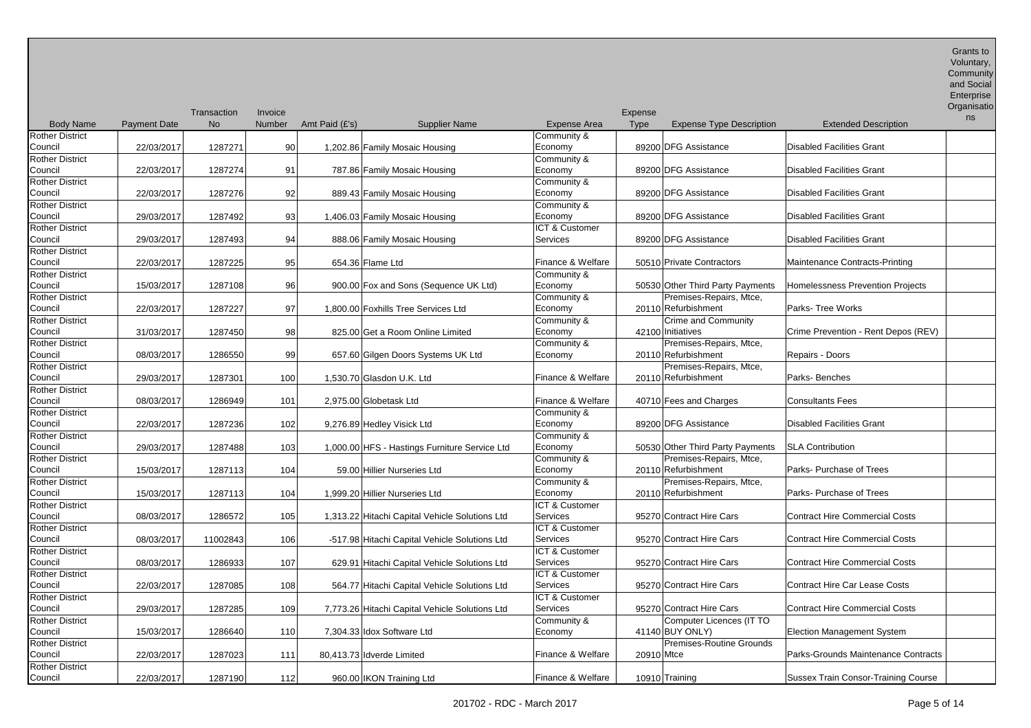| Body Name | Payment Date | Transaction No | Invoice Number | Amt Paid (£'s) | Supplier Name | Expense Area | Expense Type | Expense Type Description | Extended Description | Grants to Voluntary, Community and Social Enterprise Organisations |
|---|---|---|---|---|---|---|---|---|---|---|
| Rother District Council | 22/03/2017 | 1287271 | 90 | 1,202.86 | Family Mosaic Housing | Community & Economy | 89200 | DFG Assistance | Disabled Facilities Grant | |
| Rother District Council | 22/03/2017 | 1287274 | 91 | 787.86 | Family Mosaic Housing | Community & Economy | 89200 | DFG Assistance | Disabled Facilities Grant | |
| Rother District Council | 22/03/2017 | 1287276 | 92 | 889.43 | Family Mosaic Housing | Community & Economy | 89200 | DFG Assistance | Disabled Facilities Grant | |
| Rother District Council | 29/03/2017 | 1287492 | 93 | 1,406.03 | Family Mosaic Housing | Community & Economy | 89200 | DFG Assistance | Disabled Facilities Grant | |
| Rother District Council | 29/03/2017 | 1287493 | 94 | 888.06 | Family Mosaic Housing | ICT & Customer Services | 89200 | DFG Assistance | Disabled Facilities Grant | |
| Rother District Council | 22/03/2017 | 1287225 | 95 | 654.36 | Flame Ltd | Finance & Welfare | 50510 | Private Contractors | Maintenance Contracts-Printing | |
| Rother District Council | 15/03/2017 | 1287108 | 96 | 900.00 | Fox and Sons (Sequence UK Ltd) | Community & Economy | 50530 | Other Third Party Payments | Homelessness Prevention Projects | |
| Rother District Council | 22/03/2017 | 1287227 | 97 | 1,800.00 | Foxhills Tree Services Ltd | Community & Economy | 20110 | Premises-Repairs, Mtce, Refurbishment | Parks- Tree Works | |
| Rother District Council | 31/03/2017 | 1287450 | 98 | 825.00 | Get a Room Online Limited | Community & Economy | 42100 | Crime and Community Initiatives | Crime Prevention - Rent Depos (REV) | |
| Rother District Council | 08/03/2017 | 1286550 | 99 | 657.60 | Gilgen Doors Systems UK Ltd | Community & Economy | 20110 | Premises-Repairs, Mtce, Refurbishment | Repairs - Doors | |
| Rother District Council | 29/03/2017 | 1287301 | 100 | 1,530.70 | Glasdon U.K. Ltd | Finance & Welfare | 20110 | Premises-Repairs, Mtce, Refurbishment | Parks- Benches | |
| Rother District Council | 08/03/2017 | 1286949 | 101 | 2,975.00 | Globetask Ltd | Finance & Welfare | 40710 | Fees and Charges | Consultants Fees | |
| Rother District Council | 22/03/2017 | 1287236 | 102 | 9,276.89 | Hedley Visick Ltd | Community & Economy | 89200 | DFG Assistance | Disabled Facilities Grant | |
| Rother District Council | 29/03/2017 | 1287488 | 103 | 1,000.00 | HFS - Hastings Furniture Service Ltd | Community & Economy | 50530 | Other Third Party Payments | SLA Contribution | |
| Rother District Council | 15/03/2017 | 1287113 | 104 | 59.00 | Hillier Nurseries Ltd | Community & Economy | 20110 | Premises-Repairs, Mtce, Refurbishment | Parks- Purchase of Trees | |
| Rother District Council | 15/03/2017 | 1287113 | 104 | 1,999.20 | Hillier Nurseries Ltd | Community & Economy | 20110 | Premises-Repairs, Mtce, Refurbishment | Parks- Purchase of Trees | |
| Rother District Council | 08/03/2017 | 1286572 | 105 | 1,313.22 | Hitachi Capital Vehicle Solutions Ltd | ICT & Customer Services | 95270 | Contract Hire Cars | Contract Hire Commercial Costs | |
| Rother District Council | 08/03/2017 | 11002843 | 106 | -517.98 | Hitachi Capital Vehicle Solutions Ltd | ICT & Customer Services | 95270 | Contract Hire Cars | Contract Hire Commercial Costs | |
| Rother District Council | 08/03/2017 | 1286933 | 107 | 629.91 | Hitachi Capital Vehicle Solutions Ltd | ICT & Customer Services | 95270 | Contract Hire Cars | Contract Hire Commercial Costs | |
| Rother District Council | 22/03/2017 | 1287085 | 108 | 564.77 | Hitachi Capital Vehicle Solutions Ltd | ICT & Customer Services | 95270 | Contract Hire Cars | Contract Hire Car Lease Costs | |
| Rother District Council | 29/03/2017 | 1287285 | 109 | 7,773.26 | Hitachi Capital Vehicle Solutions Ltd | ICT & Customer Services | 95270 | Contract Hire Cars | Contract Hire Commercial Costs | |
| Rother District Council | 15/03/2017 | 1286640 | 110 | 7,304.33 | Idox Software Ltd | Community & Economy | 41140 | Computer Licences (IT TO BUY ONLY) | Election Management System | |
| Rother District Council | 22/03/2017 | 1287023 | 111 | 80,413.73 | Idverde Limited | Finance & Welfare | 20910 | Premises-Routine Grounds Mtce | Parks-Grounds Maintenance Contracts | |
| Rother District Council | 22/03/2017 | 1287190 | 112 | 960.00 | IKON Training Ltd | Finance & Welfare | 10910 | Training | Sussex Train Consor-Training Course | |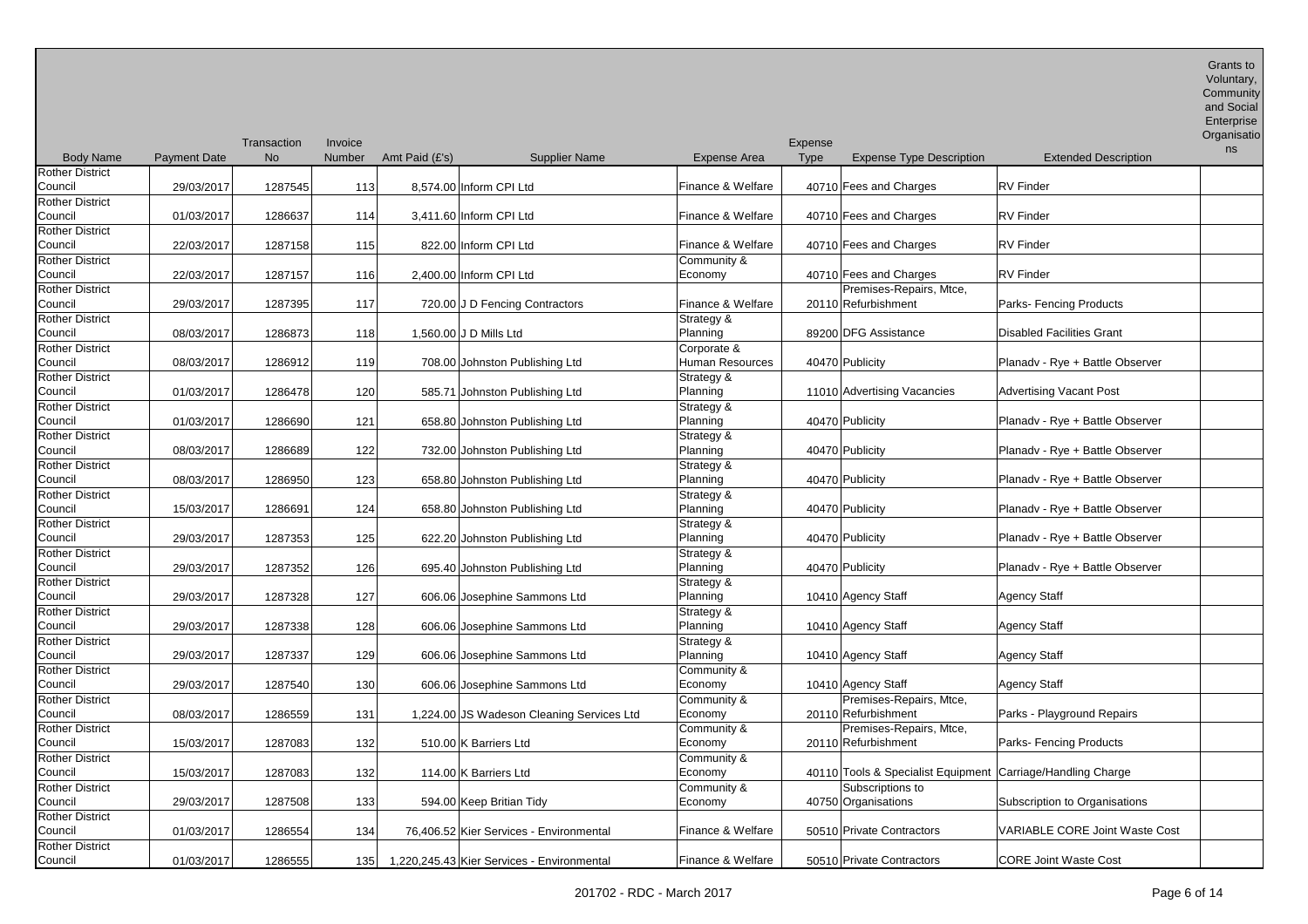| Body Name | Payment Date | Transaction No | Invoice Number | Amt Paid (£'s) | Supplier Name | Expense Area | Expense Type | Expense Type Description | Extended Description | Grants to Voluntary, Community and Social Enterprise Organisations |
|---|---|---|---|---|---|---|---|---|---|---|
| Rother District Council | 29/03/2017 | 1287545 | 113 | 8,574.00 | Inform CPI Ltd | Finance & Welfare | 40710 | Fees and Charges | RV Finder | |
| Rother District Council | 01/03/2017 | 1286637 | 114 | 3,411.60 | Inform CPI Ltd | Finance & Welfare | 40710 | Fees and Charges | RV Finder | |
| Rother District Council | 22/03/2017 | 1287158 | 115 | 822.00 | Inform CPI Ltd | Finance & Welfare | 40710 | Fees and Charges | RV Finder | |
| Rother District Council | 22/03/2017 | 1287157 | 116 | 2,400.00 | Inform CPI Ltd | Community & Economy | 40710 | Fees and Charges | RV Finder | |
| Rother District Council | 29/03/2017 | 1287395 | 117 | 720.00 | J D Fencing Contractors | Finance & Welfare | 20110 | Premises-Repairs, Mtce, Refurbishment | Parks- Fencing Products | |
| Rother District Council | 08/03/2017 | 1286873 | 118 | 1,560.00 | J D Mills Ltd | Strategy & Planning | 89200 | DFG Assistance | Disabled Facilities Grant | |
| Rother District Council | 08/03/2017 | 1286912 | 119 | 708.00 | Johnston Publishing Ltd | Corporate & Human Resources | 40470 | Publicity | Planadv - Rye + Battle Observer | |
| Rother District Council | 01/03/2017 | 1286478 | 120 | 585.71 | Johnston Publishing Ltd | Strategy & Planning | 11010 | Advertising Vacancies | Advertising Vacant Post | |
| Rother District Council | 01/03/2017 | 1286690 | 121 | 658.80 | Johnston Publishing Ltd | Strategy & Planning | 40470 | Publicity | Planadv - Rye + Battle Observer | |
| Rother District Council | 08/03/2017 | 1286689 | 122 | 732.00 | Johnston Publishing Ltd | Strategy & Planning | 40470 | Publicity | Planadv - Rye + Battle Observer | |
| Rother District Council | 08/03/2017 | 1286950 | 123 | 658.80 | Johnston Publishing Ltd | Strategy & Planning | 40470 | Publicity | Planadv - Rye + Battle Observer | |
| Rother District Council | 15/03/2017 | 1286691 | 124 | 658.80 | Johnston Publishing Ltd | Strategy & Planning | 40470 | Publicity | Planadv - Rye + Battle Observer | |
| Rother District Council | 29/03/2017 | 1287353 | 125 | 622.20 | Johnston Publishing Ltd | Strategy & Planning | 40470 | Publicity | Planadv - Rye + Battle Observer | |
| Rother District Council | 29/03/2017 | 1287352 | 126 | 695.40 | Johnston Publishing Ltd | Strategy & Planning | 40470 | Publicity | Planadv - Rye + Battle Observer | |
| Rother District Council | 29/03/2017 | 1287328 | 127 | 606.06 | Josephine Sammons Ltd | Strategy & Planning | 10410 | Agency Staff | Agency Staff | |
| Rother District Council | 29/03/2017 | 1287338 | 128 | 606.06 | Josephine Sammons Ltd | Strategy & Planning | 10410 | Agency Staff | Agency Staff | |
| Rother District Council | 29/03/2017 | 1287337 | 129 | 606.06 | Josephine Sammons Ltd | Strategy & Planning | 10410 | Agency Staff | Agency Staff | |
| Rother District Council | 29/03/2017 | 1287540 | 130 | 606.06 | Josephine Sammons Ltd | Community & Economy | 10410 | Agency Staff | Agency Staff | |
| Rother District Council | 08/03/2017 | 1286559 | 131 | 1,224.00 | JS Wadeson Cleaning Services Ltd | Community & Economy | 20110 | Premises-Repairs, Mtce, Refurbishment | Parks - Playground Repairs | |
| Rother District Council | 15/03/2017 | 1287083 | 132 | 510.00 | K Barriers Ltd | Community & Economy | 20110 | Premises-Repairs, Mtce, Refurbishment | Parks- Fencing Products | |
| Rother District Council | 15/03/2017 | 1287083 | 132 | 114.00 | K Barriers Ltd | Community & Economy | 40110 | Tools & Specialist Equipment | Carriage/Handling Charge | |
| Rother District Council | 29/03/2017 | 1287508 | 133 | 594.00 | Keep Britian Tidy | Community & Economy | 40750 | Subscriptions to Organisations | Subscription to Organisations | |
| Rother District Council | 01/03/2017 | 1286554 | 134 | 76,406.52 | Kier Services - Environmental | Finance & Welfare | 50510 | Private Contractors | VARIABLE CORE Joint Waste Cost | |
| Rother District Council | 01/03/2017 | 1286555 | 135 | 1,220,245.43 | Kier Services - Environmental | Finance & Welfare | 50510 | Private Contractors | CORE Joint Waste Cost | |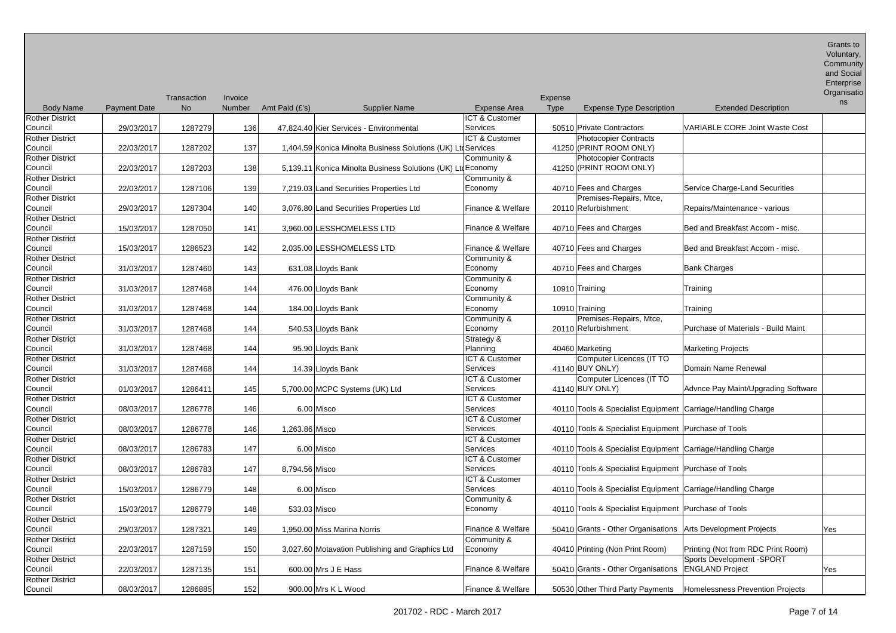| Body Name | Payment Date | Transaction No | Invoice Number | Amt Paid (£'s) | Supplier Name | Expense Area | Expense Type | Expense Type Description | Extended Description | Grants to Voluntary, Community and Social Enterprise Organisations |
|---|---|---|---|---|---|---|---|---|---|---|
| Rother District Council | 29/03/2017 | 1287279 | 136 | 47,824.40 | Kier Services - Environmental | ICT & Customer Services | 50510 | Private Contractors | VARIABLE CORE Joint Waste Cost | |
| Rother District Council | 22/03/2017 | 1287202 | 137 | 1,404.59 | Konica Minolta Business Solutions (UK) Ltd | ICT & Customer Services | 41250 | Photocopier Contracts (PRINT ROOM ONLY) | | |
| Rother District Council | 22/03/2017 | 1287203 | 138 | 5,139.11 | Konica Minolta Business Solutions (UK) Ltd | Community & Economy | 41250 | Photocopier Contracts (PRINT ROOM ONLY) | | |
| Rother District Council | 22/03/2017 | 1287106 | 139 | 7,219.03 | Land Securities Properties Ltd | Community & Economy | 40710 | Fees and Charges | Service Charge-Land Securities | |
| Rother District Council | 29/03/2017 | 1287304 | 140 | 3,076.80 | Land Securities Properties Ltd | Finance & Welfare | 20110 | Premises-Repairs, Mtce, Refurbishment | Repairs/Maintenance - various | |
| Rother District Council | 15/03/2017 | 1287050 | 141 | 3,960.00 | LESSHOMELESS LTD | Finance & Welfare | 40710 | Fees and Charges | Bed and Breakfast Accom - misc. | |
| Rother District Council | 15/03/2017 | 1286523 | 142 | 2,035.00 | LESSHOMELESS LTD | Finance & Welfare | 40710 | Fees and Charges | Bed and Breakfast Accom - misc. | |
| Rother District Council | 31/03/2017 | 1287460 | 143 | 631.08 | Lloyds Bank | Community & Economy | 40710 | Fees and Charges | Bank Charges | |
| Rother District Council | 31/03/2017 | 1287468 | 144 | 476.00 | Lloyds Bank | Community & Economy | 10910 | Training | Training | |
| Rother District Council | 31/03/2017 | 1287468 | 144 | 184.00 | Lloyds Bank | Community & Economy | 10910 | Training | Training | |
| Rother District Council | 31/03/2017 | 1287468 | 144 | 540.53 | Lloyds Bank | Community & Economy | 20110 | Premises-Repairs, Mtce, Refurbishment | Purchase of Materials - Build Maint | |
| Rother District Council | 31/03/2017 | 1287468 | 144 | 95.90 | Lloyds Bank | Strategy & Planning | 40460 | Marketing | Marketing Projects | |
| Rother District Council | 31/03/2017 | 1287468 | 144 | 14.39 | Lloyds Bank | ICT & Customer Services | 41140 | Computer Licences (IT TO BUY ONLY) | Domain Name Renewal | |
| Rother District Council | 01/03/2017 | 1286411 | 145 | 5,700.00 | MCPC Systems (UK) Ltd | ICT & Customer Services | 41140 | Computer Licences (IT TO BUY ONLY) | Advnce Pay Maint/Upgrading Software | |
| Rother District Council | 08/03/2017 | 1286778 | 146 | 6.00 | Misco | ICT & Customer Services | 40110 | Tools & Specialist Equipment | Carriage/Handling Charge | |
| Rother District Council | 08/03/2017 | 1286778 | 146 | 1,263.86 | Misco | ICT & Customer Services | 40110 | Tools & Specialist Equipment | Purchase of Tools | |
| Rother District Council | 08/03/2017 | 1286783 | 147 | 6.00 | Misco | ICT & Customer Services | 40110 | Tools & Specialist Equipment | Carriage/Handling Charge | |
| Rother District Council | 08/03/2017 | 1286783 | 147 | 8,794.56 | Misco | ICT & Customer Services | 40110 | Tools & Specialist Equipment | Purchase of Tools | |
| Rother District Council | 15/03/2017 | 1286779 | 148 | 6.00 | Misco | ICT & Customer Services | 40110 | Tools & Specialist Equipment | Carriage/Handling Charge | |
| Rother District Council | 15/03/2017 | 1286779 | 148 | 533.03 | Misco | Community & Economy | 40110 | Tools & Specialist Equipment | Purchase of Tools | |
| Rother District Council | 29/03/2017 | 1287321 | 149 | 1,950.00 | Miss Marina Norris | Finance & Welfare | 50410 | Grants - Other Organisations | Arts Development Projects | Yes |
| Rother District Council | 22/03/2017 | 1287159 | 150 | 3,027.60 | Motavation Publishing and Graphics Ltd | Community & Economy | 40410 | Printing (Non Print Room) | Printing (Not from RDC Print Room) | |
| Rother District Council | 22/03/2017 | 1287135 | 151 | 600.00 | Mrs J E Hass | Finance & Welfare | 50410 | Grants - Other Organisations | Sports Development -SPORT ENGLAND Project | Yes |
| Rother District Council | 08/03/2017 | 1286885 | 152 | 900.00 | Mrs K L Wood | Finance & Welfare | 50530 | Other Third Party Payments | Homelessness Prevention Projects | |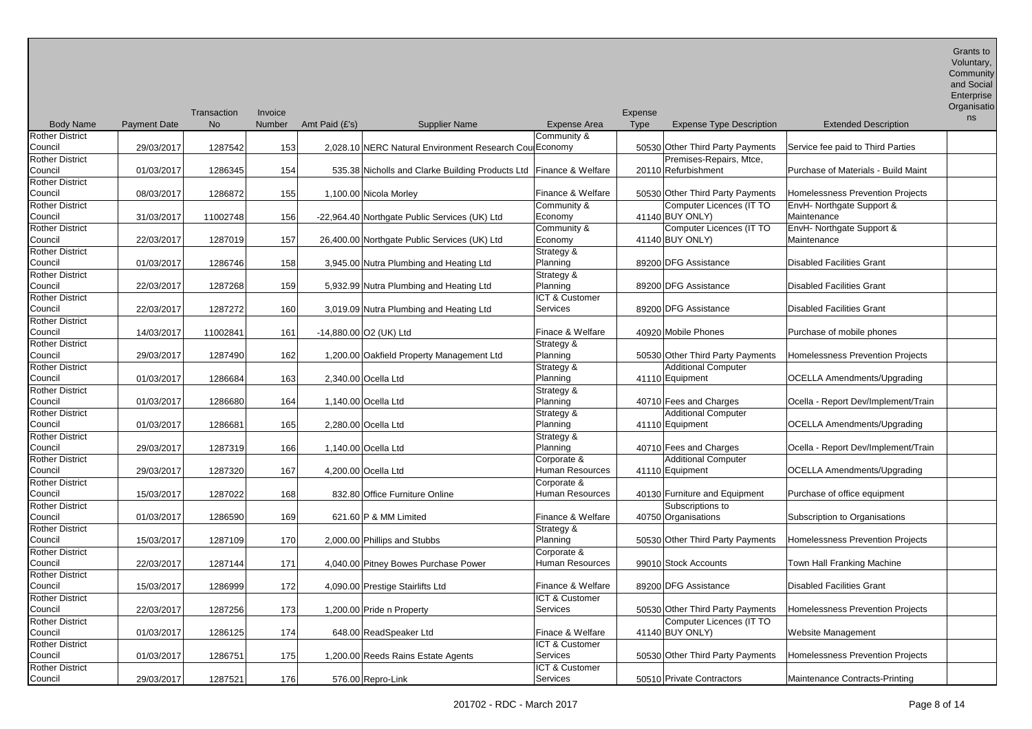| Body Name | Payment Date | Transaction No | Invoice Number | Amt Paid (£'s) | Supplier Name | Expense Area | Expense Type | Expense Type Description | Extended Description | Grants to Voluntary, Community and Social Enterprise Organisations |
|---|---|---|---|---|---|---|---|---|---|---|
| Rother District Council | 29/03/2017 | 1287542 | 153 | 2,028.10 | NERC Natural Environment Research Cou | Community & Economy | 50530 | Other Third Party Payments | Service fee paid to Third Parties | |
| Rother District Council | 01/03/2017 | 1286345 | 154 | 535.38 | Nicholls and Clarke Building Products Ltd | Finance & Welfare | 20110 | Premises-Repairs, Mtce, Refurbishment | Purchase of Materials - Build Maint | |
| Rother District Council | 08/03/2017 | 1286872 | 155 | 1,100.00 | Nicola Morley | Finance & Welfare | 50530 | Other Third Party Payments | Homelessness Prevention Projects | |
| Rother District Council | 31/03/2017 | 11002748 | 156 | -22,964.40 | Northgate Public Services (UK) Ltd | Community & Economy | 41140 | Computer Licences (IT TO BUY ONLY) | EnvH- Northgate Support & Maintenance | |
| Rother District Council | 22/03/2017 | 1287019 | 157 | 26,400.00 | Northgate Public Services (UK) Ltd | Community & Economy | 41140 | Computer Licences (IT TO BUY ONLY) | EnvH- Northgate Support & Maintenance | |
| Rother District Council | 01/03/2017 | 1286746 | 158 | 3,945.00 | Nutra Plumbing and Heating Ltd | Strategy & Planning | 89200 | DFG Assistance | Disabled Facilities Grant | |
| Rother District Council | 22/03/2017 | 1287268 | 159 | 5,932.99 | Nutra Plumbing and Heating Ltd | Strategy & Planning | 89200 | DFG Assistance | Disabled Facilities Grant | |
| Rother District Council | 22/03/2017 | 1287272 | 160 | 3,019.09 | Nutra Plumbing and Heating Ltd | ICT & Customer Services | 89200 | DFG Assistance | Disabled Facilities Grant | |
| Rother District Council | 14/03/2017 | 11002841 | 161 | -14,880.00 | O2 (UK) Ltd | Finace & Welfare | 40920 | Mobile Phones | Purchase of mobile phones | |
| Rother District Council | 29/03/2017 | 1287490 | 162 | 1,200.00 | Oakfield Property Management Ltd | Strategy & Planning | 50530 | Other Third Party Payments | Homelessness Prevention Projects | |
| Rother District Council | 01/03/2017 | 1286684 | 163 | 2,340.00 | Ocella Ltd | Strategy & Planning | 41110 | Additional Computer Equipment | OCELLA Amendments/Upgrading | |
| Rother District Council | 01/03/2017 | 1286680 | 164 | 1,140.00 | Ocella Ltd | Strategy & Planning | 40710 | Fees and Charges | Ocella - Report Dev/Implement/Train | |
| Rother District Council | 01/03/2017 | 1286681 | 165 | 2,280.00 | Ocella Ltd | Strategy & Planning | 41110 | Additional Computer Equipment | OCELLA Amendments/Upgrading | |
| Rother District Council | 29/03/2017 | 1287319 | 166 | 1,140.00 | Ocella Ltd | Strategy & Planning | 40710 | Fees and Charges | Ocella - Report Dev/Implement/Train | |
| Rother District Council | 29/03/2017 | 1287320 | 167 | 4,200.00 | Ocella Ltd | Corporate & Human Resources | 41110 | Additional Computer Equipment | OCELLA Amendments/Upgrading | |
| Rother District Council | 15/03/2017 | 1287022 | 168 | 832.80 | Office Furniture Online | Corporate & Human Resources | 40130 | Furniture and Equipment | Purchase of office equipment | |
| Rother District Council | 01/03/2017 | 1286590 | 169 | 621.60 | P & MM Limited | Finance & Welfare | 40750 | Subscriptions to Organisations | Subscription to Organisations | |
| Rother District Council | 15/03/2017 | 1287109 | 170 | 2,000.00 | Phillips and Stubbs | Strategy & Planning | 50530 | Other Third Party Payments | Homelessness Prevention Projects | |
| Rother District Council | 22/03/2017 | 1287144 | 171 | 4,040.00 | Pitney Bowes Purchase Power | Corporate & Human Resources | 99010 | Stock Accounts | Town Hall Franking Machine | |
| Rother District Council | 15/03/2017 | 1286999 | 172 | 4,090.00 | Prestige Stairlifts Ltd | Finance & Welfare | 89200 | DFG Assistance | Disabled Facilities Grant | |
| Rother District Council | 22/03/2017 | 1287256 | 173 | 1,200.00 | Pride n Property | ICT & Customer Services | 50530 | Other Third Party Payments | Homelessness Prevention Projects | |
| Rother District Council | 01/03/2017 | 1286125 | 174 | 648.00 | ReadSpeaker Ltd | Finace & Welfare | 41140 | Computer Licences (IT TO BUY ONLY) | Website Management | |
| Rother District Council | 01/03/2017 | 1286751 | 175 | 1,200.00 | Reeds Rains Estate Agents | ICT & Customer Services | 50530 | Other Third Party Payments | Homelessness Prevention Projects | |
| Rother District Council | 29/03/2017 | 1287521 | 176 | 576.00 | Repro-Link | ICT & Customer Services | 50510 | Private Contractors | Maintenance Contracts-Printing | |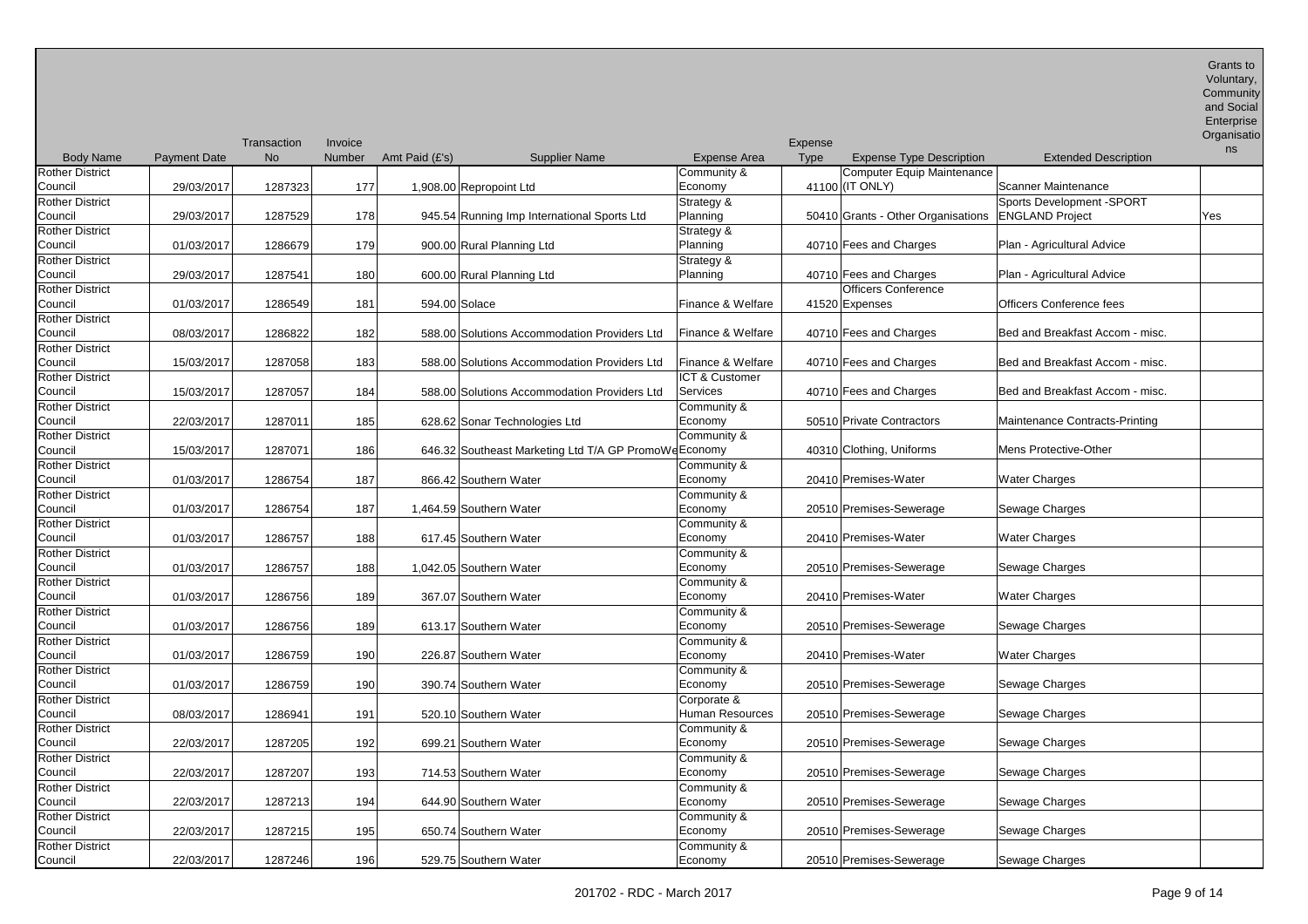| Body Name | Payment Date | Transaction No | Invoice Number | Amt Paid (£'s) | Supplier Name | Expense Area | Expense Type | Expense Type Description | Extended Description | Grants to Voluntary, Community and Social Enterprise Organisations |
|---|---|---|---|---|---|---|---|---|---|---|
| Rother District Council | 29/03/2017 | 1287323 | 177 | 1,908.00 | Repropoint Ltd | Community & Economy | 41100 | Computer Equip Maintenance (IT ONLY) | Scanner Maintenance | |
| Rother District Council | 29/03/2017 | 1287529 | 178 | 945.54 | Running Imp International Sports Ltd | Strategy & Planning | 50410 | Grants - Other Organisations | Sports Development -SPORT ENGLAND Project | Yes |
| Rother District Council | 01/03/2017 | 1286679 | 179 | 900.00 | Rural Planning Ltd | Strategy & Planning | 40710 | Fees and Charges | Plan - Agricultural Advice | |
| Rother District Council | 29/03/2017 | 1287541 | 180 | 600.00 | Rural Planning Ltd | Strategy & Planning | 40710 | Fees and Charges | Plan - Agricultural Advice | |
| Rother District Council | 01/03/2017 | 1286549 | 181 | 594.00 | Solace | Finance & Welfare | 41520 | Officers Conference Expenses | Officers Conference fees | |
| Rother District Council | 08/03/2017 | 1286822 | 182 | 588.00 | Solutions Accommodation Providers Ltd | Finance & Welfare | 40710 | Fees and Charges | Bed and Breakfast Accom - misc. | |
| Rother District Council | 15/03/2017 | 1287058 | 183 | 588.00 | Solutions Accommodation Providers Ltd | Finance & Welfare | 40710 | Fees and Charges | Bed and Breakfast Accom - misc. | |
| Rother District Council | 15/03/2017 | 1287057 | 184 | 588.00 | Solutions Accommodation Providers Ltd | ICT & Customer Services | 40710 | Fees and Charges | Bed and Breakfast Accom - misc. | |
| Rother District Council | 22/03/2017 | 1287011 | 185 | 628.62 | Sonar Technologies Ltd | Community & Economy | 50510 | Private Contractors | Maintenance Contracts-Printing | |
| Rother District Council | 15/03/2017 | 1287071 | 186 | 646.32 | Southeast Marketing Ltd T/A GP PromoWe | Community & Economy | 40310 | Clothing, Uniforms | Mens Protective-Other | |
| Rother District Council | 01/03/2017 | 1286754 | 187 | 866.42 | Southern Water | Community & Economy | 20410 | Premises-Water | Water Charges | |
| Rother District Council | 01/03/2017 | 1286754 | 187 | 1,464.59 | Southern Water | Community & Economy | 20510 | Premises-Sewerage | Sewage Charges | |
| Rother District Council | 01/03/2017 | 1286757 | 188 | 617.45 | Southern Water | Community & Economy | 20410 | Premises-Water | Water Charges | |
| Rother District Council | 01/03/2017 | 1286757 | 188 | 1,042.05 | Southern Water | Community & Economy | 20510 | Premises-Sewerage | Sewage Charges | |
| Rother District Council | 01/03/2017 | 1286756 | 189 | 367.07 | Southern Water | Community & Economy | 20410 | Premises-Water | Water Charges | |
| Rother District Council | 01/03/2017 | 1286756 | 189 | 613.17 | Southern Water | Community & Economy | 20510 | Premises-Sewerage | Sewage Charges | |
| Rother District Council | 01/03/2017 | 1286759 | 190 | 226.87 | Southern Water | Community & Economy | 20410 | Premises-Water | Water Charges | |
| Rother District Council | 01/03/2017 | 1286759 | 190 | 390.74 | Southern Water | Community & Economy | 20510 | Premises-Sewerage | Sewage Charges | |
| Rother District Council | 08/03/2017 | 1286941 | 191 | 520.10 | Southern Water | Corporate & Human Resources | 20510 | Premises-Sewerage | Sewage Charges | |
| Rother District Council | 22/03/2017 | 1287205 | 192 | 699.21 | Southern Water | Community & Economy | 20510 | Premises-Sewerage | Sewage Charges | |
| Rother District Council | 22/03/2017 | 1287207 | 193 | 714.53 | Southern Water | Community & Economy | 20510 | Premises-Sewerage | Sewage Charges | |
| Rother District Council | 22/03/2017 | 1287213 | 194 | 644.90 | Southern Water | Community & Economy | 20510 | Premises-Sewerage | Sewage Charges | |
| Rother District Council | 22/03/2017 | 1287215 | 195 | 650.74 | Southern Water | Community & Economy | 20510 | Premises-Sewerage | Sewage Charges | |
| Rother District Council | 22/03/2017 | 1287246 | 196 | 529.75 | Southern Water | Community & Economy | 20510 | Premises-Sewerage | Sewage Charges | |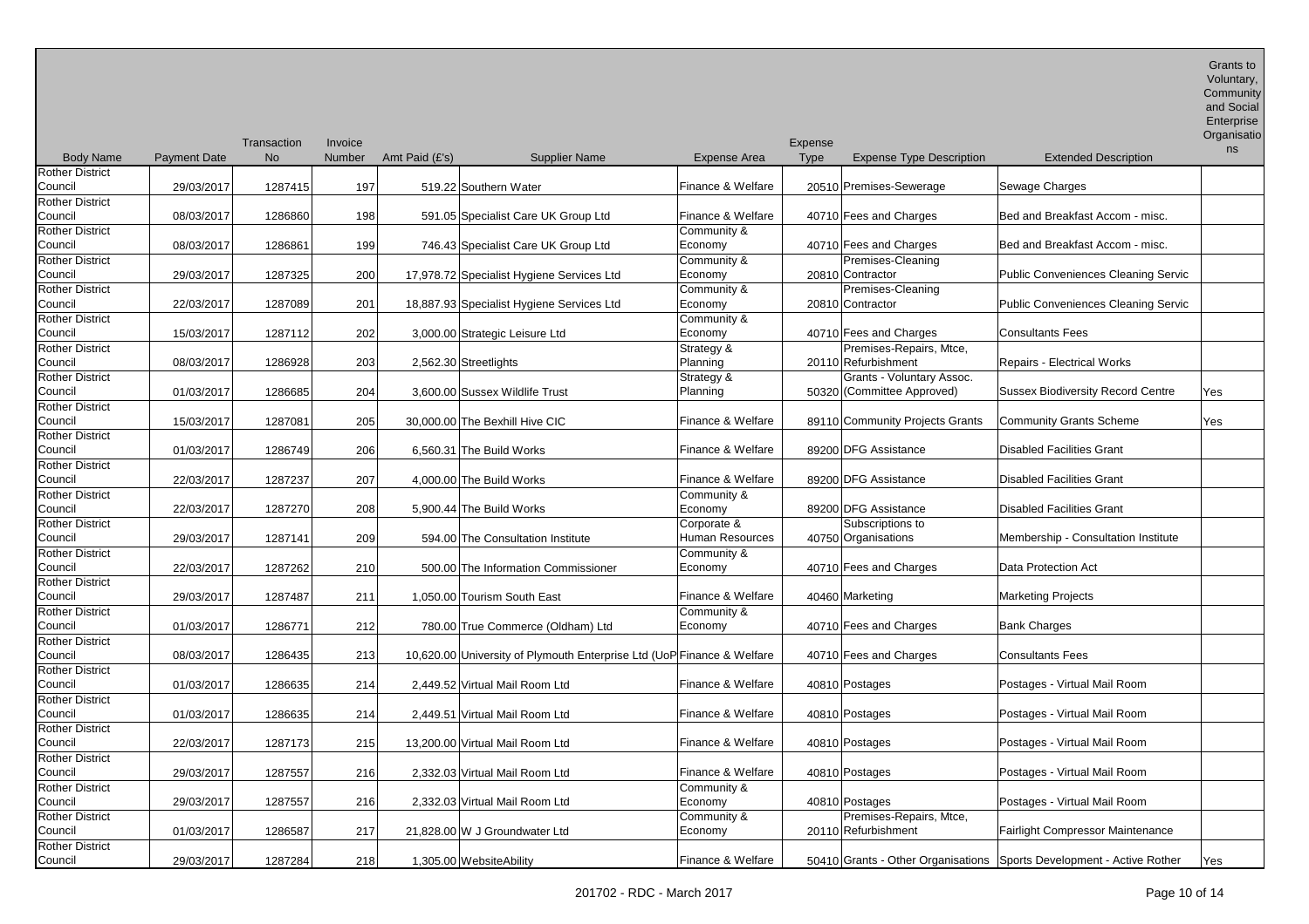| Body Name | Payment Date | Transaction No | Invoice Number | Amt Paid (£'s) | Supplier Name | Expense Area | Expense Type | Expense Type Description | Extended Description | Grants to Voluntary, Community and Social Enterprise Organisations |
|---|---|---|---|---|---|---|---|---|---|---|
| Rother District Council | 29/03/2017 | 1287415 | 197 | 519.22 | Southern Water | Finance & Welfare | 20510 | Premises-Sewerage | Sewage Charges | |
| Rother District Council | 08/03/2017 | 1286860 | 198 | 591.05 | Specialist Care UK Group Ltd | Finance & Welfare | 40710 | Fees and Charges | Bed and Breakfast Accom - misc. | |
| Rother District Council | 08/03/2017 | 1286861 | 199 | 746.43 | Specialist Care UK Group Ltd | Community & Economy | 40710 | Fees and Charges | Bed and Breakfast Accom - misc. | |
| Rother District Council | 29/03/2017 | 1287325 | 200 | 17,978.72 | Specialist Hygiene Services Ltd | Community & Economy | 20810 | Premises-Cleaning Contractor | Public Conveniences Cleaning Servic | |
| Rother District Council | 22/03/2017 | 1287089 | 201 | 18,887.93 | Specialist Hygiene Services Ltd | Community & Economy | 20810 | Premises-Cleaning Contractor | Public Conveniences Cleaning Servic | |
| Rother District Council | 15/03/2017 | 1287112 | 202 | 3,000.00 | Strategic Leisure Ltd | Community & Economy | 40710 | Fees and Charges | Consultants Fees | |
| Rother District Council | 08/03/2017 | 1286928 | 203 | 2,562.30 | Streetlights | Strategy & Planning | 20110 | Premises-Repairs, Mtce, Refurbishment | Repairs - Electrical Works | |
| Rother District Council | 01/03/2017 | 1286685 | 204 | 3,600.00 | Sussex Wildlife Trust | Strategy & Planning | 50320 | Grants - Voluntary Assoc. (Committee Approved) | Sussex Biodiversity Record Centre | Yes |
| Rother District Council | 15/03/2017 | 1287081 | 205 | 30,000.00 | The Bexhill Hive CIC | Finance & Welfare | 89110 | Community Projects Grants | Community Grants Scheme | Yes |
| Rother District Council | 01/03/2017 | 1286749 | 206 | 6,560.31 | The Build Works | Finance & Welfare | 89200 | DFG Assistance | Disabled Facilities Grant | |
| Rother District Council | 22/03/2017 | 1287237 | 207 | 4,000.00 | The Build Works | Finance & Welfare | 89200 | DFG Assistance | Disabled Facilities Grant | |
| Rother District Council | 22/03/2017 | 1287270 | 208 | 5,900.44 | The Build Works | Community & Economy | 89200 | DFG Assistance | Disabled Facilities Grant | |
| Rother District Council | 29/03/2017 | 1287141 | 209 | 594.00 | The Consultation Institute | Corporate & Human Resources | 40750 | Subscriptions to Organisations | Membership - Consultation Institute | |
| Rother District Council | 22/03/2017 | 1287262 | 210 | 500.00 | The Information Commissioner | Community & Economy | 40710 | Fees and Charges | Data Protection Act | |
| Rother District Council | 29/03/2017 | 1287487 | 211 | 1,050.00 | Tourism South East | Finance & Welfare | 40460 | Marketing | Marketing Projects | |
| Rother District Council | 01/03/2017 | 1286771 | 212 | 780.00 | True Commerce (Oldham) Ltd | Community & Economy | 40710 | Fees and Charges | Bank Charges | |
| Rother District Council | 08/03/2017 | 1286435 | 213 | 10,620.00 | University of Plymouth Enterprise Ltd (UoP | Finance & Welfare | 40710 | Fees and Charges | Consultants Fees | |
| Rother District Council | 01/03/2017 | 1286635 | 214 | 2,449.52 | Virtual Mail Room Ltd | Finance & Welfare | 40810 | Postages | Postages - Virtual Mail Room | |
| Rother District Council | 01/03/2017 | 1286635 | 214 | 2,449.51 | Virtual Mail Room Ltd | Finance & Welfare | 40810 | Postages | Postages - Virtual Mail Room | |
| Rother District Council | 22/03/2017 | 1287173 | 215 | 13,200.00 | Virtual Mail Room Ltd | Finance & Welfare | 40810 | Postages | Postages - Virtual Mail Room | |
| Rother District Council | 29/03/2017 | 1287557 | 216 | 2,332.03 | Virtual Mail Room Ltd | Finance & Welfare | 40810 | Postages | Postages - Virtual Mail Room | |
| Rother District Council | 29/03/2017 | 1287557 | 216 | 2,332.03 | Virtual Mail Room Ltd | Community & Economy | 40810 | Postages | Postages - Virtual Mail Room | |
| Rother District Council | 01/03/2017 | 1286587 | 217 | 21,828.00 | W J Groundwater Ltd | Community & Economy | 20110 | Premises-Repairs, Mtce, Refurbishment | Fairlight Compressor Maintenance | |
| Rother District Council | 29/03/2017 | 1287284 | 218 | 1,305.00 | WebsiteAbility | Finance & Welfare | 50410 | Grants - Other Organisations | Sports Development - Active Rother | Yes |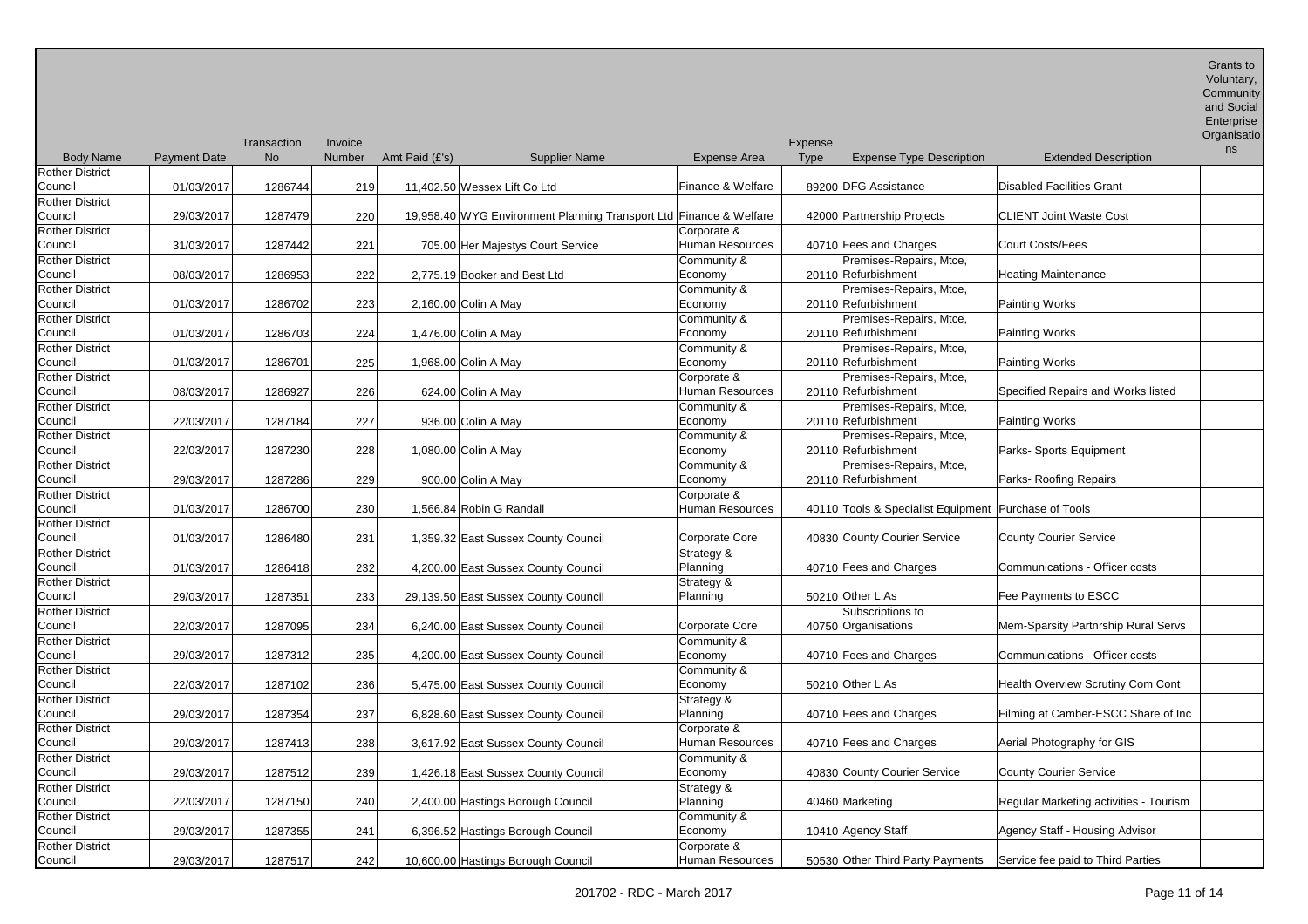| Body Name | Payment Date | Transaction No | Invoice Number | Amt Paid (£'s) | Supplier Name | Expense Area | Expense Type | Expense Type Description | Extended Description | Grants to Voluntary, Community and Social Enterprise Organisations |
|---|---|---|---|---|---|---|---|---|---|---|
| Rother District Council | 01/03/2017 | 1286744 | 219 | 11,402.50 | Wessex Lift Co Ltd | Finance & Welfare | 89200 | DFG Assistance | Disabled Facilities Grant | |
| Rother District Council | 29/03/2017 | 1287479 | 220 | 19,958.40 | WYG Environment Planning Transport Ltd | Finance & Welfare | 42000 | Partnership Projects | CLIENT Joint Waste Cost | |
| Rother District Council | 31/03/2017 | 1287442 | 221 | 705.00 | Her Majestys Court Service | Corporate & Human Resources | 40710 | Fees and Charges | Court Costs/Fees | |
| Rother District Council | 08/03/2017 | 1286953 | 222 | 2,775.19 | Booker and Best Ltd | Community & Economy | 20110 | Premises-Repairs, Mtce, Refurbishment | Heating Maintenance | |
| Rother District Council | 01/03/2017 | 1286702 | 223 | 2,160.00 | Colin A May | Community & Economy | 20110 | Premises-Repairs, Mtce, Refurbishment | Painting Works | |
| Rother District Council | 01/03/2017 | 1286703 | 224 | 1,476.00 | Colin A May | Community & Economy | 20110 | Premises-Repairs, Mtce, Refurbishment | Painting Works | |
| Rother District Council | 01/03/2017 | 1286701 | 225 | 1,968.00 | Colin A May | Community & Economy | 20110 | Premises-Repairs, Mtce, Refurbishment | Painting Works | |
| Rother District Council | 08/03/2017 | 1286927 | 226 | 624.00 | Colin A May | Corporate & Human Resources | 20110 | Premises-Repairs, Mtce, Refurbishment | Specified Repairs and Works listed | |
| Rother District Council | 22/03/2017 | 1287184 | 227 | 936.00 | Colin A May | Community & Economy | 20110 | Premises-Repairs, Mtce, Refurbishment | Painting Works | |
| Rother District Council | 22/03/2017 | 1287230 | 228 | 1,080.00 | Colin A May | Community & Economy | 20110 | Premises-Repairs, Mtce, Refurbishment | Parks- Sports Equipment | |
| Rother District Council | 29/03/2017 | 1287286 | 229 | 900.00 | Colin A May | Community & Economy | 20110 | Premises-Repairs, Mtce, Refurbishment | Parks- Roofing Repairs | |
| Rother District Council | 01/03/2017 | 1286700 | 230 | 1,566.84 | Robin G Randall | Corporate & Human Resources | 40110 | Tools & Specialist Equipment | Purchase of Tools | |
| Rother District Council | 01/03/2017 | 1286480 | 231 | 1,359.32 | East Sussex County Council | Corporate Core | 40830 | County Courier Service | County Courier Service | |
| Rother District Council | 01/03/2017 | 1286418 | 232 | 4,200.00 | East Sussex County Council | Strategy & Planning | 40710 | Fees and Charges | Communications - Officer costs | |
| Rother District Council | 29/03/2017 | 1287351 | 233 | 29,139.50 | East Sussex County Council | Strategy & Planning | 50210 | Other L.As | Fee Payments to ESCC | |
| Rother District Council | 22/03/2017 | 1287095 | 234 | 6,240.00 | East Sussex County Council | Corporate Core | 40750 | Subscriptions to Organisations | Mem-Sparsity Partnrship Rural Servs | |
| Rother District Council | 29/03/2017 | 1287312 | 235 | 4,200.00 | East Sussex County Council | Community & Economy | 40710 | Fees and Charges | Communications - Officer costs | |
| Rother District Council | 22/03/2017 | 1287102 | 236 | 5,475.00 | East Sussex County Council | Community & Economy | 50210 | Other L.As | Health Overview Scrutiny Com Cont | |
| Rother District Council | 29/03/2017 | 1287354 | 237 | 6,828.60 | East Sussex County Council | Strategy & Planning | 40710 | Fees and Charges | Filming at Camber-ESCC Share of Inc | |
| Rother District Council | 29/03/2017 | 1287413 | 238 | 3,617.92 | East Sussex County Council | Corporate & Human Resources | 40710 | Fees and Charges | Aerial Photography for GIS | |
| Rother District Council | 29/03/2017 | 1287512 | 239 | 1,426.18 | East Sussex County Council | Community & Economy | 40830 | County Courier Service | County Courier Service | |
| Rother District Council | 22/03/2017 | 1287150 | 240 | 2,400.00 | Hastings Borough Council | Strategy & Planning | 40460 | Marketing | Regular Marketing activities - Tourism | |
| Rother District Council | 29/03/2017 | 1287355 | 241 | 6,396.52 | Hastings Borough Council | Community & Economy | 10410 | Agency Staff | Agency Staff - Housing Advisor | |
| Rother District Council | 29/03/2017 | 1287517 | 242 | 10,600.00 | Hastings Borough Council | Corporate & Human Resources | 50530 | Other Third Party Payments | Service fee paid to Third Parties | |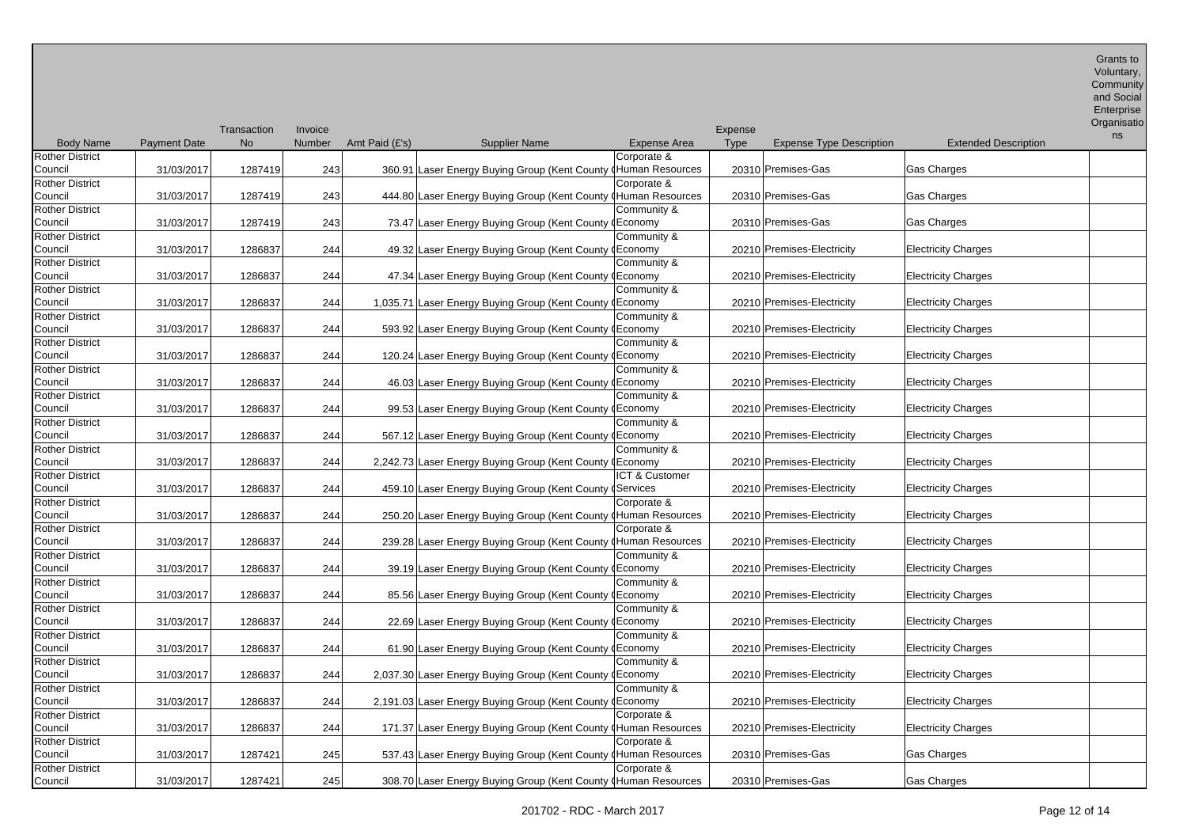| Body Name | Payment Date | Transaction No | Invoice Number | Amt Paid (£'s) | Supplier Name | Expense Area | Expense Type | Expense Type Description | Extended Description | Grants to Voluntary, Community and Social Enterprise Organisations |
|---|---|---|---|---|---|---|---|---|---|---|
| Rother District Council | 31/03/2017 | 1287419 | 243 | 360.91 | Laser Energy Buying Group (Kent County C | Corporate & Human Resources | 20310 | Premises-Gas | Gas Charges | |
| Rother District Council | 31/03/2017 | 1287419 | 243 | 444.80 | Laser Energy Buying Group (Kent County C | Corporate & Human Resources | 20310 | Premises-Gas | Gas Charges | |
| Rother District Council | 31/03/2017 | 1287419 | 243 | 73.47 | Laser Energy Buying Group (Kent County C | Community & Economy | 20310 | Premises-Gas | Gas Charges | |
| Rother District Council | 31/03/2017 | 1286837 | 244 | 49.32 | Laser Energy Buying Group (Kent County C | Community & Economy | 20210 | Premises-Electricity | Electricity Charges | |
| Rother District Council | 31/03/2017 | 1286837 | 244 | 47.34 | Laser Energy Buying Group (Kent County C | Community & Economy | 20210 | Premises-Electricity | Electricity Charges | |
| Rother District Council | 31/03/2017 | 1286837 | 244 | 1,035.71 | Laser Energy Buying Group (Kent County C | Community & Economy | 20210 | Premises-Electricity | Electricity Charges | |
| Rother District Council | 31/03/2017 | 1286837 | 244 | 593.92 | Laser Energy Buying Group (Kent County C | Community & Economy | 20210 | Premises-Electricity | Electricity Charges | |
| Rother District Council | 31/03/2017 | 1286837 | 244 | 120.24 | Laser Energy Buying Group (Kent County C | Community & Economy | 20210 | Premises-Electricity | Electricity Charges | |
| Rother District Council | 31/03/2017 | 1286837 | 244 | 46.03 | Laser Energy Buying Group (Kent County C | Community & Economy | 20210 | Premises-Electricity | Electricity Charges | |
| Rother District Council | 31/03/2017 | 1286837 | 244 | 99.53 | Laser Energy Buying Group (Kent County C | Community & Economy | 20210 | Premises-Electricity | Electricity Charges | |
| Rother District Council | 31/03/2017 | 1286837 | 244 | 567.12 | Laser Energy Buying Group (Kent County C | Community & Economy | 20210 | Premises-Electricity | Electricity Charges | |
| Rother District Council | 31/03/2017 | 1286837 | 244 | 2,242.73 | Laser Energy Buying Group (Kent County C | Community & Economy | 20210 | Premises-Electricity | Electricity Charges | |
| Rother District Council | 31/03/2017 | 1286837 | 244 | 459.10 | Laser Energy Buying Group (Kent County C | ICT & Customer Services | 20210 | Premises-Electricity | Electricity Charges | |
| Rother District Council | 31/03/2017 | 1286837 | 244 | 250.20 | Laser Energy Buying Group (Kent County C | Corporate & Human Resources | 20210 | Premises-Electricity | Electricity Charges | |
| Rother District Council | 31/03/2017 | 1286837 | 244 | 239.28 | Laser Energy Buying Group (Kent County C | Corporate & Human Resources | 20210 | Premises-Electricity | Electricity Charges | |
| Rother District Council | 31/03/2017 | 1286837 | 244 | 39.19 | Laser Energy Buying Group (Kent County C | Community & Economy | 20210 | Premises-Electricity | Electricity Charges | |
| Rother District Council | 31/03/2017 | 1286837 | 244 | 85.56 | Laser Energy Buying Group (Kent County C | Community & Economy | 20210 | Premises-Electricity | Electricity Charges | |
| Rother District Council | 31/03/2017 | 1286837 | 244 | 22.69 | Laser Energy Buying Group (Kent County C | Community & Economy | 20210 | Premises-Electricity | Electricity Charges | |
| Rother District Council | 31/03/2017 | 1286837 | 244 | 61.90 | Laser Energy Buying Group (Kent County C | Community & Economy | 20210 | Premises-Electricity | Electricity Charges | |
| Rother District Council | 31/03/2017 | 1286837 | 244 | 2,037.30 | Laser Energy Buying Group (Kent County C | Community & Economy | 20210 | Premises-Electricity | Electricity Charges | |
| Rother District Council | 31/03/2017 | 1286837 | 244 | 2,191.03 | Laser Energy Buying Group (Kent County C | Community & Economy | 20210 | Premises-Electricity | Electricity Charges | |
| Rother District Council | 31/03/2017 | 1286837 | 244 | 171.37 | Laser Energy Buying Group (Kent County C | Corporate & Human Resources | 20210 | Premises-Electricity | Electricity Charges | |
| Rother District Council | 31/03/2017 | 1287421 | 245 | 537.43 | Laser Energy Buying Group (Kent County C | Corporate & Human Resources | 20310 | Premises-Gas | Gas Charges | |
| Rother District Council | 31/03/2017 | 1287421 | 245 | 308.70 | Laser Energy Buying Group (Kent County C | Corporate & Human Resources | 20310 | Premises-Gas | Gas Charges | |

201702 - RDC - March 2017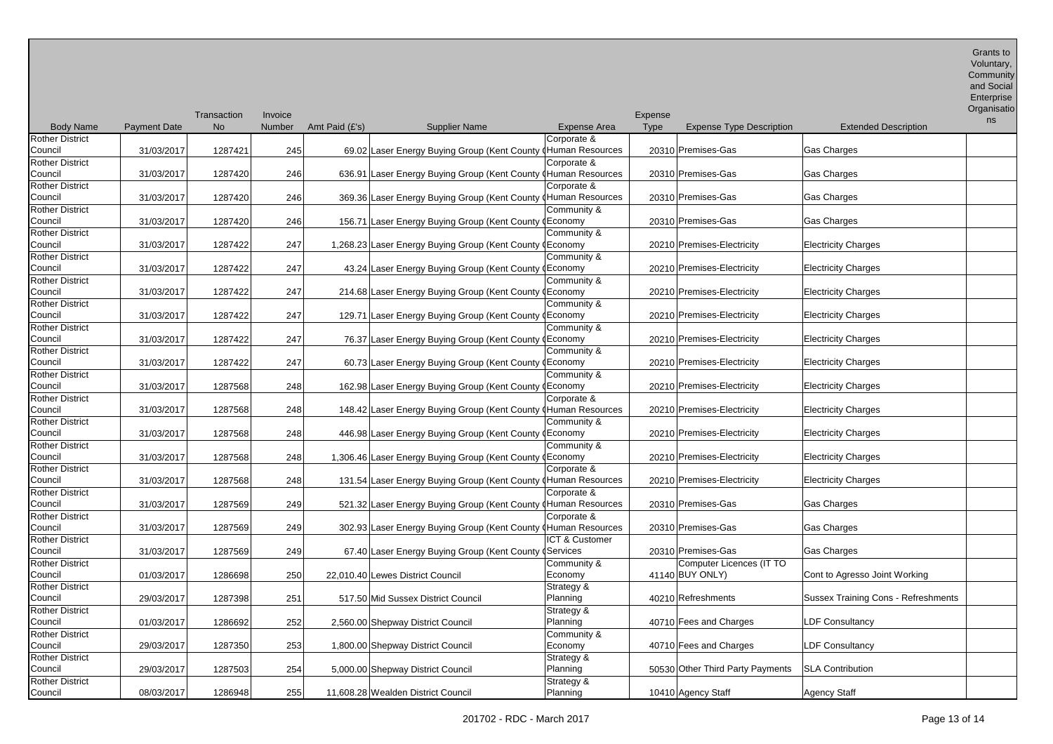| Body Name | Payment Date | Transaction No | Invoice Number | Amt Paid (£'s) | Supplier Name | Expense Area | Expense Type | Expense Type Description | Extended Description | Grants to Voluntary, Community and Social Enterprise Organisations |
|---|---|---|---|---|---|---|---|---|---|---|
| Rother District Council | 31/03/2017 | 1287421 | 245 | 69.02 | Laser Energy Buying Group (Kent County C | Corporate & Human Resources | 20310 | Premises-Gas | Gas Charges | |
| Rother District Council | 31/03/2017 | 1287420 | 246 | 636.91 | Laser Energy Buying Group (Kent County C | Corporate & Human Resources | 20310 | Premises-Gas | Gas Charges | |
| Rother District Council | 31/03/2017 | 1287420 | 246 | 369.36 | Laser Energy Buying Group (Kent County C | Corporate & Human Resources | 20310 | Premises-Gas | Gas Charges | |
| Rother District Council | 31/03/2017 | 1287420 | 246 | 156.71 | Laser Energy Buying Group (Kent County C | Community & Economy | 20310 | Premises-Gas | Gas Charges | |
| Rother District Council | 31/03/2017 | 1287422 | 247 | 1,268.23 | Laser Energy Buying Group (Kent County C | Community & Economy | 20210 | Premises-Electricity | Electricity Charges | |
| Rother District Council | 31/03/2017 | 1287422 | 247 | 43.24 | Laser Energy Buying Group (Kent County C | Community & Economy | 20210 | Premises-Electricity | Electricity Charges | |
| Rother District Council | 31/03/2017 | 1287422 | 247 | 214.68 | Laser Energy Buying Group (Kent County C | Community & Economy | 20210 | Premises-Electricity | Electricity Charges | |
| Rother District Council | 31/03/2017 | 1287422 | 247 | 129.71 | Laser Energy Buying Group (Kent County C | Community & Economy | 20210 | Premises-Electricity | Electricity Charges | |
| Rother District Council | 31/03/2017 | 1287422 | 247 | 76.37 | Laser Energy Buying Group (Kent County C | Community & Economy | 20210 | Premises-Electricity | Electricity Charges | |
| Rother District Council | 31/03/2017 | 1287422 | 247 | 60.73 | Laser Energy Buying Group (Kent County C | Community & Economy | 20210 | Premises-Electricity | Electricity Charges | |
| Rother District Council | 31/03/2017 | 1287568 | 248 | 162.98 | Laser Energy Buying Group (Kent County C | Community & Economy | 20210 | Premises-Electricity | Electricity Charges | |
| Rother District Council | 31/03/2017 | 1287568 | 248 | 148.42 | Laser Energy Buying Group (Kent County C | Corporate & Human Resources | 20210 | Premises-Electricity | Electricity Charges | |
| Rother District Council | 31/03/2017 | 1287568 | 248 | 446.98 | Laser Energy Buying Group (Kent County C | Community & Economy | 20210 | Premises-Electricity | Electricity Charges | |
| Rother District Council | 31/03/2017 | 1287568 | 248 | 1,306.46 | Laser Energy Buying Group (Kent County C | Community & Economy | 20210 | Premises-Electricity | Electricity Charges | |
| Rother District Council | 31/03/2017 | 1287568 | 248 | 131.54 | Laser Energy Buying Group (Kent County C | Corporate & Human Resources | 20210 | Premises-Electricity | Electricity Charges | |
| Rother District Council | 31/03/2017 | 1287569 | 249 | 521.32 | Laser Energy Buying Group (Kent County C | Corporate & Human Resources | 20310 | Premises-Gas | Gas Charges | |
| Rother District Council | 31/03/2017 | 1287569 | 249 | 302.93 | Laser Energy Buying Group (Kent County C | Corporate & Human Resources | 20310 | Premises-Gas | Gas Charges | |
| Rother District Council | 31/03/2017 | 1287569 | 249 | 67.40 | Laser Energy Buying Group (Kent County C | ICT & Customer Services | 20310 | Premises-Gas | Gas Charges | |
| Rother District Council | 01/03/2017 | 1286698 | 250 | 22,010.40 | Lewes District Council | Community & Economy | 41140 | Computer Licences (IT TO BUY ONLY) | Cont to Agresso Joint Working | |
| Rother District Council | 29/03/2017 | 1287398 | 251 | 517.50 | Mid Sussex District Council | Strategy & Planning | 40210 | Refreshments | Sussex Training Cons - Refreshments | |
| Rother District Council | 01/03/2017 | 1286692 | 252 | 2,560.00 | Shepway District Council | Strategy & Planning | 40710 | Fees and Charges | LDF Consultancy | |
| Rother District Council | 29/03/2017 | 1287350 | 253 | 1,800.00 | Shepway District Council | Community & Economy | 40710 | Fees and Charges | LDF Consultancy | |
| Rother District Council | 29/03/2017 | 1287503 | 254 | 5,000.00 | Shepway District Council | Strategy & Planning | 50530 | Other Third Party Payments | SLA Contribution | |
| Rother District Council | 08/03/2017 | 1286948 | 255 | 11,608.28 | Wealden District Council | Strategy & Planning | 10410 | Agency Staff | Agency Staff | |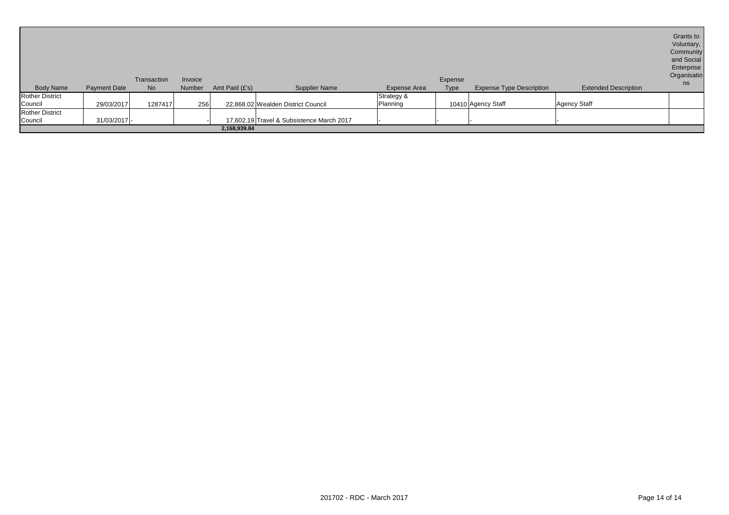| Body Name | Payment Date | Transaction No | Invoice Number | Amt Paid (£'s) | Supplier Name | Expense Area | Expense Type | Expense Type Description | Extended Description | Grants to Voluntary, Community and Social Enterprise Organisations |
|---|---|---|---|---|---|---|---|---|---|---|
| Rother District Council | 29/03/2017 | 1287417 | 256 | 22,868.02 | Wealden District Council | Strategy & Planning | 10410 | Agency Staff | Agency Staff | |
| Rother District Council | 31/03/2017 | - | - | 17,602.19 | Travel & Subsistence March 2017 | - | - | - | - | |
| | | | | 2,168,939.84 | | | | | | |

201702 - RDC - March 2017